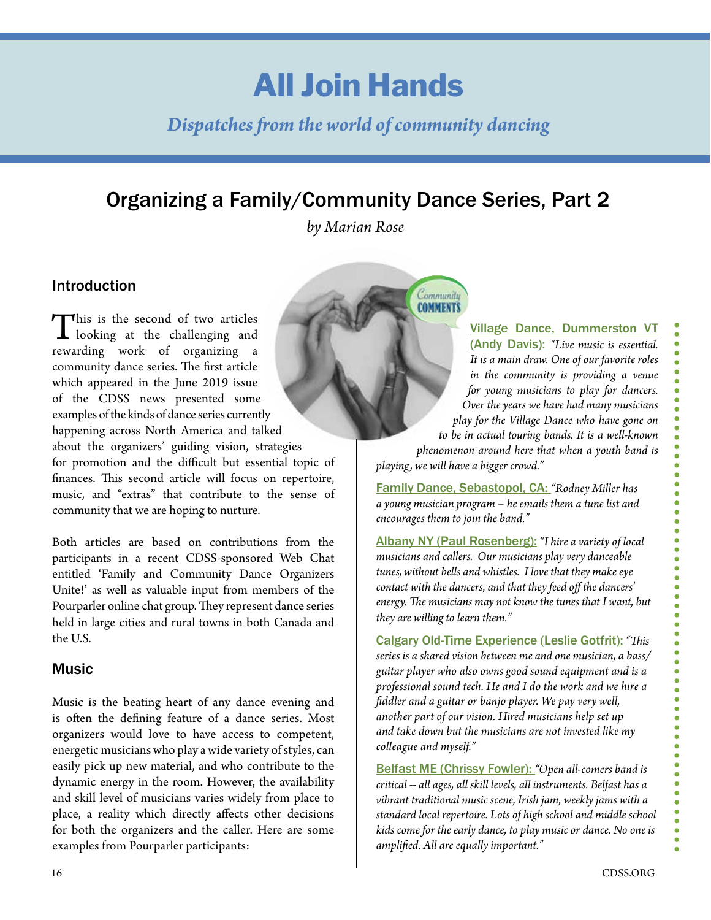# All Join Hands

*Dispatches from the world of community dancing*

## Organizing a Family/Community Dance Series, Part 2

*by Marian Rose*

### Introduction

This is the second of two articles looking at the challenging and rewarding work of organizing a community dance series. The first article which appeared in the June 2019 issue of the CDSS news presented some examples of the kinds of dance series currently happening across North America and talked about the organizers' guiding vision, strategies for promotion and the difficult but essential topic of finances. This second article will focus on repertoire, music, and "extras" that contribute to the sense of community that we are hoping to nurture.

Both articles are based on contributions from the participants in a recent CDSS-sponsored Web Chat entitled 'Family and Community Dance Organizers Unite!' as well as valuable input from members of the Pourparler online chat group. They represent dance series held in large cities and rural towns in both Canada and the U.S.

### Music

Music is the beating heart of any dance evening and is often the defining feature of a dance series. Most organizers would love to have access to competent, energetic musicians who play a wide variety of styles, can easily pick up new material, and who contribute to the dynamic energy in the room. However, the availability and skill level of musicians varies widely from place to place, a reality which directly affects other decisions for both the organizers and the caller. Here are some examples from Pourparler participants:

Community COMMENTS

Village Dance, Dummerston VT (Andy Davis): *"Live music is essential. It is a main draw. One of our favorite roles in the community is providing a venue for young musicians to play for dancers. Over the years we have had many musicians play for the Village Dance who have gone on to be in actual touring bands. It is a well-known phenomenon around here that when a youth band is playing, we will have a bigger crowd."*

Family Dance, Sebastopol, CA: *"Rodney Miller has a young musician program – he emails them a tune list and encourages them to join the band."*

Albany NY (Paul Rosenberg): *"I hire a variety of local musicians and callers. Our musicians play very danceable tunes, without bells and whistles. I love that they make eye contact with the dancers, and that they feed off the dancers' energy. The musicians may not know the tunes that I want, but they are willing to learn them."*

Calgary Old-Time Experience (Leslie Gotfrit): *"This series is a shared vision between me and one musician, a bass/guitar player who also owns good sound equipment and is a professional sound tech. He and I do the work and we hire a fiddler and a guitar or banjo player. We pay very well, another part of our vision. Hired musicians help set up and take down but the musicians are not invested like my colleague and myself."*

Belfast ME (Chrissy Fowler): *"Open all-comers band is critical -- all ages, all skill levels, all instruments. Belfast has a vibrant traditional music scene, Irish jam, weekly jams with a standard local repertoire. Lots of high school and middle school kids come for the early dance, to play music or dance. No one is amplified. All are equally important."*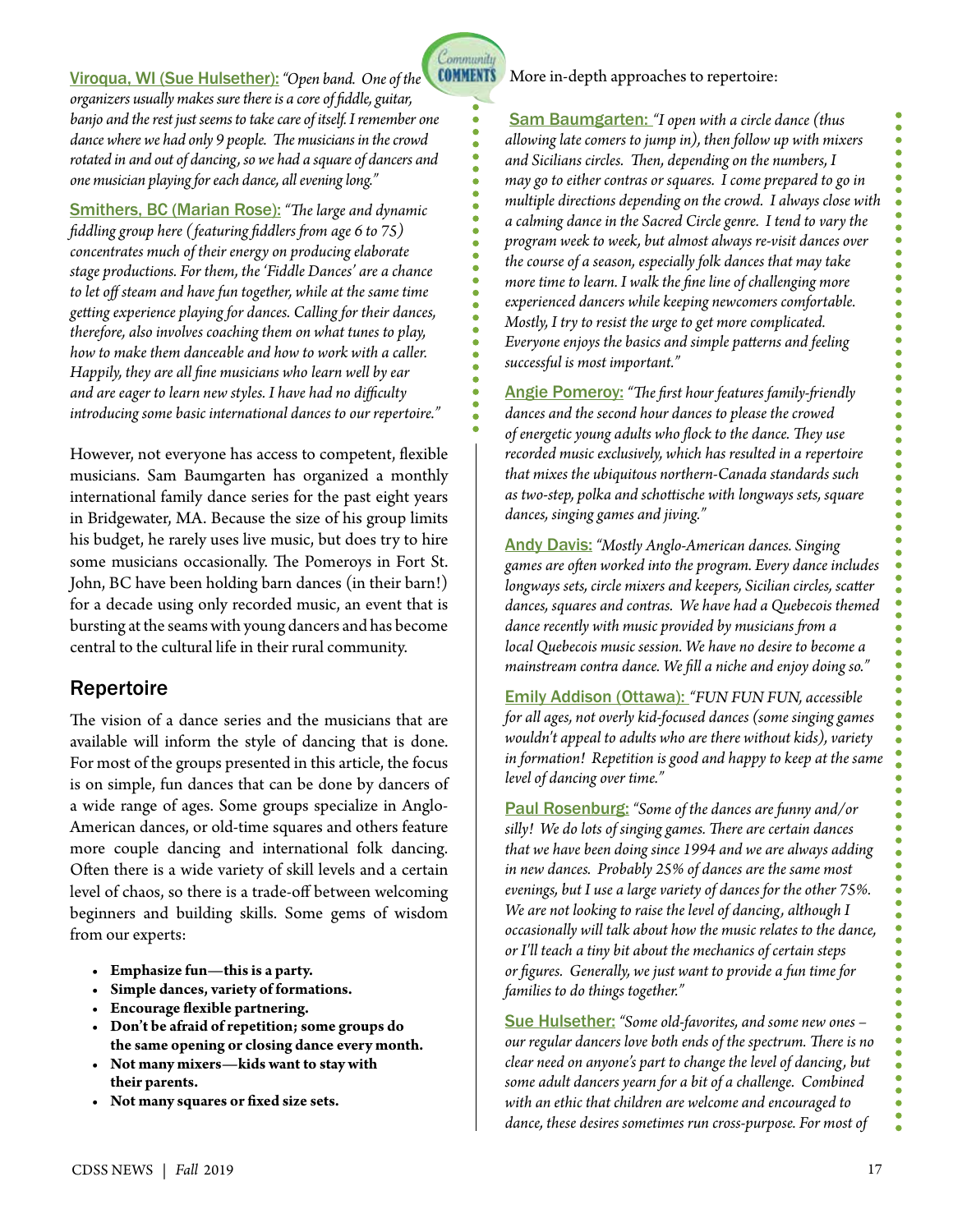**Viroqua, WI (Sue Hulsether):** *"Open band. One of the organizers usually makes sure there is a core of fiddle, guitar, banjo and the rest just seems to take care of itself. I remember one dance where we had only 9 people. The musicians in the crowd rotated in and out of dancing, so we had a square of dancers and one musician playing for each dance, all evening long."*

**Smithers, BC (Marian Rose):** *"The large and dynamic fiddling group here (featuring fiddlers from age 6 to 75) concentrates much of their energy on producing elaborate stage productions. For them, the 'Fiddle Dances' are a chance to let off steam and have fun together, while at the same time getting experience playing for dances. Calling for their dances, therefore, also involves coaching them on what tunes to play, how to make them danceable and how to work with a caller. Happily, they are all fine musicians who learn well by ear and are eager to learn new styles. I have had no difficulty introducing some basic international dances to our repertoire."*

However, not everyone has access to competent, flexible musicians. Sam Baumgarten has organized a monthly international family dance series for the past eight years in Bridgewater, MA. Because the size of his group limits his budget, he rarely uses live music, but does try to hire some musicians occasionally. The Pomeroys in Fort St. John, BC have been holding barn dances (in their barn!) for a decade using only recorded music, an event that is bursting at the seams with young dancers and has become central to the cultural life in their rural community.

## Repertoire

The vision of a dance series and the musicians that are available will inform the style of dancing that is done. For most of the groups presented in this article, the focus is on simple, fun dances that can be done by dancers of a wide range of ages. Some groups specialize in Anglo-American dances, or old-time squares and others feature more couple dancing and international folk dancing. Often there is a wide variety of skill levels and a certain level of chaos, so there is a trade-off between welcoming beginners and building skills. Some gems of wisdom from our experts:

- **Emphasize fun—this is a party.**
- **Simple dances, variety of formations.**
- **Encourage flexible partnering.**
- **Don't be afraid of repetition; some groups do the same opening or closing dance every month.**
- **Not many mixers—kids want to stay with their parents.**
- **Not many squares or fixed size sets.**

Community COMMENTS

More in-depth approaches to repertoire:

**Sam Baumgarten:** *"I open with a circle dance (thus allowing late comers to jump in), then follow up with mixers and Sicilians circles. Then, depending on the numbers, I may go to either contras or squares. I come prepared to go in multiple directions depending on the crowd. I always close with a calming dance in the Sacred Circle genre. I tend to vary the program week to week, but almost always re-visit dances over the course of a season, especially folk dances that may take more time to learn. I walk the fine line of challenging more experienced dancers while keeping newcomers comfortable. Mostly, I try to resist the urge to get more complicated. Everyone enjoys the basics and simple patterns and feeling successful is most important."*

**Angie Pomeroy:** *"The first hour features family-friendly dances and the second hour dances to please the crowed of energetic young adults who flock to the dance. They use recorded music exclusively, which has resulted in a repertoire that mixes the ubiquitous northern-Canada standards such as two-step, polka and schottische with longways sets, square dances, singing games and jiving."*

**Andy Davis:** *"Mostly Anglo-American dances. Singing games are often worked into the program. Every dance includes longways sets, circle mixers and keepers, Sicilian circles, scatter dances, squares and contras. We have had a Quebecois themed dance recently with music provided by musicians from a local Quebecois music session. We have no desire to become a mainstream contra dance. We fill a niche and enjoy doing so."*

**Emily Addison (Ottawa):** *"FUN FUN FUN, accessible for all ages, not overly kid-focused dances (some singing games wouldn't appeal to adults who are there without kids), variety in formation! Repetition is good and happy to keep at the same level of dancing over time."*

**Paul Rosenburg:** *"Some of the dances are funny and/or silly! We do lots of singing games. There are certain dances that we have been doing since 1994 and we are always adding in new dances. Probably 25% of dances are the same most evenings, but I use a large variety of dances for the other 75%. We are not looking to raise the level of dancing, although I occasionally will talk about how the music relates to the dance, or I'll teach a tiny bit about the mechanics of certain steps or figures. Generally, we just want to provide a fun time for families to do things together."*

**Sue Hulsether:** *"Some old-favorites, and some new ones – our regular dancers love both ends of the spectrum. There is no clear need on anyone's part to change the level of dancing, but some adult dancers yearn for a bit of a challenge. Combined with an ethic that children are welcome and encouraged to dance, these desires sometimes run cross-purpose. For most of*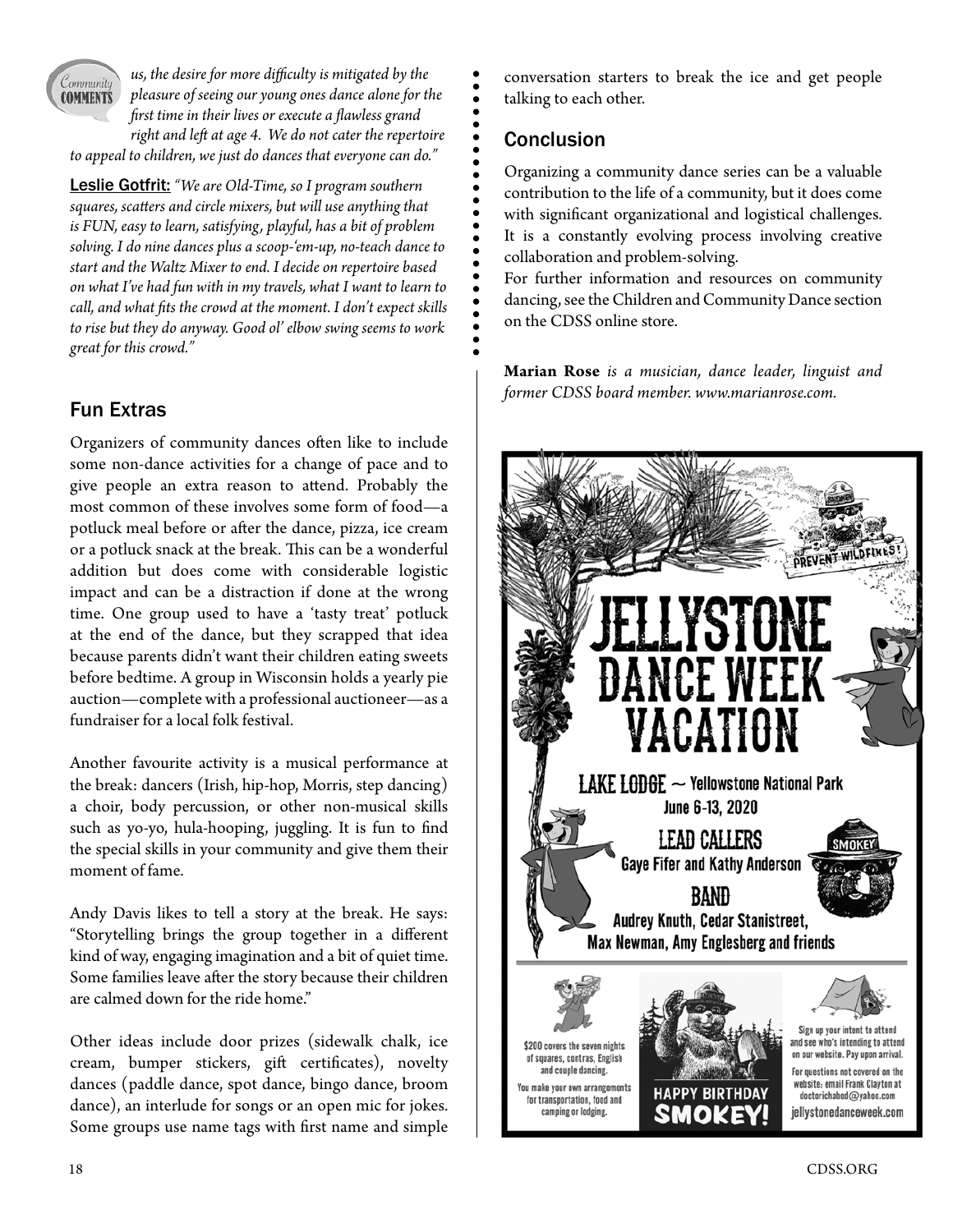*us, the desire for more difficulty is mitigated by the pleasure of seeing our young ones dance alone for the first time in their lives or execute a flawless grand right and left at age 4. We do not cater the repertoire to appeal to children, we just do dances that everyone can do."*

**Leslie Gotfrit:** *"We are Old-Time, so I program southern squares, scatters and circle mixers, but will use anything that is FUN, easy to learn, satisfying, playful, has a bit of problem solving. I do nine dances plus a scoop-'em-up, no-teach dance to start and the Waltz Mixer to end. I decide on repertoire based on what I've had fun with in my travels, what I want to learn to call, and what fits the crowd at the moment. I don't expect skills to rise but they do anyway. Good ol' elbow swing seems to work great for this crowd."*

## Fun Extras

Organizers of community dances often like to include some non-dance activities for a change of pace and to give people an extra reason to attend. Probably the most common of these involves some form of food—a potluck meal before or after the dance, pizza, ice cream or a potluck snack at the break. This can be a wonderful addition but does come with considerable logistic impact and can be a distraction if done at the wrong time. One group used to have a 'tasty treat' potluck at the end of the dance, but they scrapped that idea because parents didn't want their children eating sweets before bedtime. A group in Wisconsin holds a yearly pie auction—complete with a professional auctioneer—as a fundraiser for a local folk festival.

Another favourite activity is a musical performance at the break: dancers (Irish, hip-hop, Morris, step dancing) a choir, body percussion, or other non-musical skills such as yo-yo, hula-hooping, juggling. It is fun to find the special skills in your community and give them their moment of fame.

Andy Davis likes to tell a story at the break. He says: "Storytelling brings the group together in a different kind of way, engaging imagination and a bit of quiet time. Some families leave after the story because their children are calmed down for the ride home."

Other ideas include door prizes (sidewalk chalk, ice cream, bumper stickers, gift certificates), novelty dances (paddle dance, spot dance, bingo dance, broom dance), an interlude for songs or an open mic for jokes. Some groups use name tags with first name and simple conversation starters to break the ice and get people talking to each other.

## Conclusion

Organizing a community dance series can be a valuable contribution to the life of a community, but it does come with significant organizational and logistical challenges. It is a constantly evolving process involving creative collaboration and problem-solving.

For further information and resources on community dancing, see the Children and Community Dance section on the CDSS online store.

**Marian Rose** *is a musician, dance leader, linguist and former CDSS board member. www.marianrose.com.*

PREVENT WILDFIRES!

# JELLYSTONE DANCE WEEK VACATION

LAKE LODGE ~ Yellowstone National Park

June 6-13, 2020

LEAD CALLERS

Gaye Fifer and Kathy Anderson

BAND

Audrey Knuth, Cedar Stanistreet, Max Newman, Amy Englesberg and friends

$200 covers the seven nights of squares, contras, English and couple dancing.

You make your own arrangements for transportation, food and camping or lodging.

HAPPY BIRTHDAY SMOKEY!

Sign up your intent to attend and see who's intending to attend on our website. Pay upon arrival.

For questions not covered on the website: email Frank Clayton at doctorichabod@yahoo.com

jellystonedanceweek.com